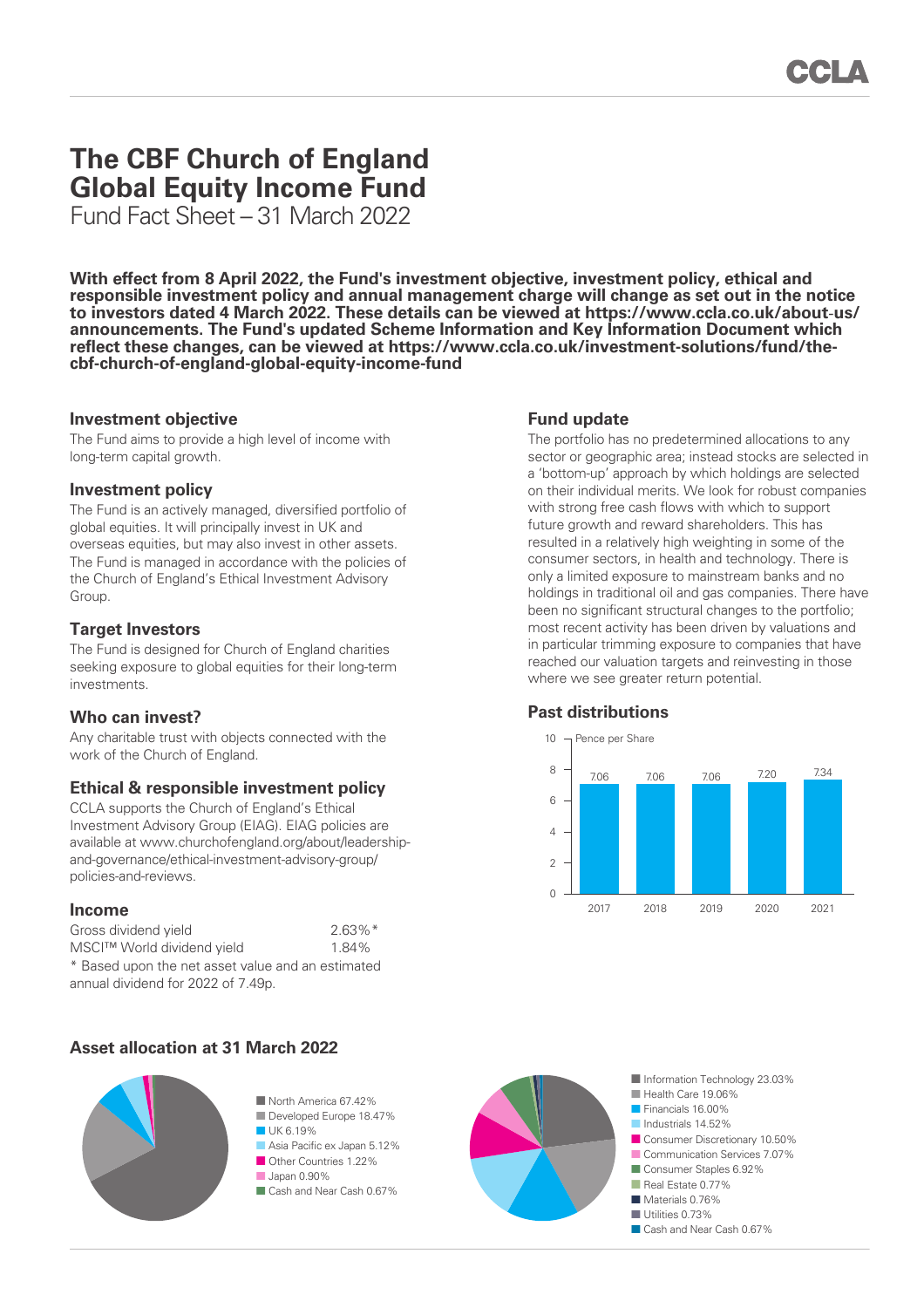# The CBF Church of England Global Equity Income Fund

Fund Fact Sheet – 31 March 2022

**With effect from 8 April 2022, the Fund's investment objective, investment policy, ethical and responsible investment policy and annual management charge will change as set out in the notice to investors dated 4 March 2022. These details can be viewed at https://www.ccla.co.uk/about-us/announcements. The Fund's updated Scheme Information and Key Information Document which reflect these changes, can be viewed at https://www.ccla.co.uk/investment-solutions/fund/the-cbf-church-of-england-global-equity-income-fund**

### Investment objective

The Fund aims to provide a high level of income with long-term capital growth.

### Investment policy

The Fund is an actively managed, diversified portfolio of global equities. It will principally invest in UK and overseas equities, but may also invest in other assets. The Fund is managed in accordance with the policies of the Church of England's Ethical Investment Advisory Group.

### Target Investors

The Fund is designed for Church of England charities seeking exposure to global equities for their long-term investments.

### Who can invest?

Any charitable trust with objects connected with the work of the Church of England.

### Ethical & responsible investment policy

CCLA supports the Church of England's Ethical Investment Advisory Group (EIAG). EIAG policies are available at www.churchofengland.org/about/leadership-and-governance/ethical-investment-advisory-group/policies-and-reviews.

### Income

| | |
|---|---|
| Gross dividend yield | 2.63%* |
| MSCI™ World dividend yield | 1.84% |

\* Based upon the net asset value and an estimated annual dividend for 2022 of 7.49p.

### Fund update

The portfolio has no predetermined allocations to any sector or geographic area; instead stocks are selected in a 'bottom-up' approach by which holdings are selected on their individual merits. We look for robust companies with strong free cash flows with which to support future growth and reward shareholders. This has resulted in a relatively high weighting in some of the consumer sectors, in health and technology. There is only a limited exposure to mainstream banks and no holdings in traditional oil and gas companies. There have been no significant structural changes to the portfolio; most recent activity has been driven by valuations and in particular trimming exposure to companies that have reached our valuation targets and reinvesting in those where we see greater return potential.

### Past distributions

Pence per Share

| Year | 2017 | 2018 | 2019 | 2020 | 2021 |
|---|---|---|---|---|---|
| Pence per Share | 7.06 | 7.06 | 7.06 | 7.20 | 7.34 |

### Asset allocation at 31 March 2022

| Region | % |
|---|---|
| North America | 67.42% |
| Developed Europe | 18.47% |
| UK | 6.19% |
| Asia Pacific ex Japan | 5.12% |
| Other Countries | 1.22% |
| Japan | 0.90% |
| Cash and Near Cash | 0.67% |

| Sector | % |
|---|---|
| Information Technology | 23.03% |
| Health Care | 19.06% |
| Financials | 16.00% |
| Industrials | 14.52% |
| Consumer Discretionary | 10.50% |
| Communication Services | 7.07% |
| Consumer Staples | 6.92% |
| Real Estate | 0.77% |
| Materials | 0.76% |
| Utilities | 0.73% |
| Cash and Near Cash | 0.67% |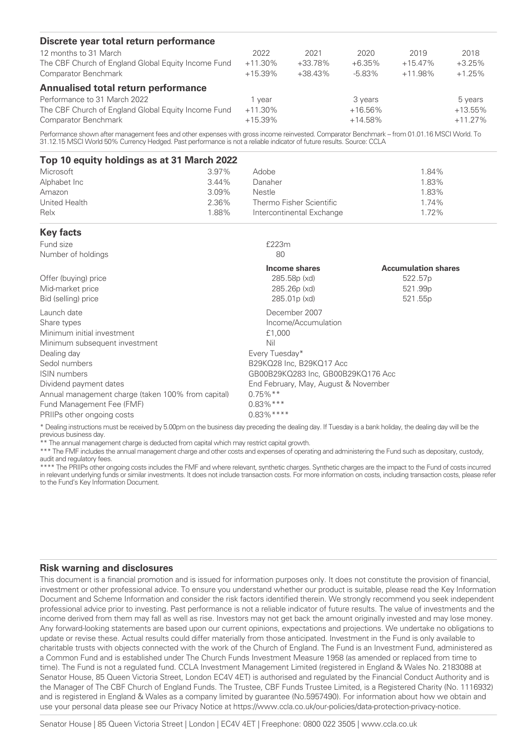## Discrete year total return performance

| 12 months to 31 March | 2022 | 2021 | 2020 | 2019 | 2018 |
|---|---|---|---|---|---|
| The CBF Church of England Global Equity Income Fund | +11.30% | +33.78% | +6.35% | +15.47% | +3.25% |
| Comparator Benchmark | +15.39% | +38.43% | -5.83% | +11.98% | +1.25% |

## Annualised total return performance

| Performance to 31 March 2022 | 1 year | 3 years | 5 years |
|---|---|---|---|
| The CBF Church of England Global Equity Income Fund | +11.30% | +16.56% | +13.55% |
| Comparator Benchmark | +15.39% | +14.58% | +11.27% |

Performance shown after management fees and other expenses with gross income reinvested. Comparator Benchmark – from 01.01.16 MSCI World. To 31.12.15 MSCI World 50% Currency Hedged. Past performance is not a reliable indicator of future results. Source: CCLA

## Top 10 equity holdings as at 31 March 2022

| | | | |
|---|---|---|---|
| Microsoft | 3.97% | Adobe | 1.84% |
| Alphabet Inc | 3.44% | Danaher | 1.83% |
| Amazon | 3.09% | Nestle | 1.83% |
| United Health | 2.36% | Thermo Fisher Scientific | 1.74% |
| Relx | 1.88% | Intercontinental Exchange | 1.72% |

## Key facts

| | | |
|---|---|---|
| Fund size | £223m | |
| Number of holdings | 80 | |
| | **Income shares** | **Accumulation shares** |
| Offer (buying) price | 285.58p (xd) | 522.57p |
| Mid-market price | 285.26p (xd) | 521.99p |
| Bid (selling) price | 285.01p (xd) | 521.55p |
| Launch date | December 2007 | |
| Share types | Income/Accumulation | |
| Minimum initial investment | £1,000 | |
| Minimum subsequent investment | Nil | |
| Dealing day | Every Tuesday* | |
| Sedol numbers | B29KQ28 Inc, B29KQ17 Acc | |
| ISIN numbers | GB00B29KQ283 Inc, GB00B29KQ176 Acc | |
| Dividend payment dates | End February, May, August & November | |
| Annual management charge (taken 100% from capital) | 0.75%** | |
| Fund Management Fee (FMF) | 0.83%*** | |
| PRIIPs other ongoing costs | 0.83%**** | |

* Dealing instructions must be received by 5.00pm on the business day preceding the dealing day. If Tuesday is a bank holiday, the dealing day will be the previous business day.

** The annual management charge is deducted from capital which may restrict capital growth.

*** The FMF includes the annual management charge and other costs and expenses of operating and administering the Fund such as depositary, custody, audit and regulatory fees.

**** The PRIIPs other ongoing costs includes the FMF and where relevant, synthetic charges. Synthetic charges are the impact to the Fund of costs incurred in relevant underlying funds or similar investments. It does not include transaction costs. For more information on costs, including transaction costs, please refer to the Fund's Key Information Document.

## Risk warning and disclosures

This document is a financial promotion and is issued for information purposes only. It does not constitute the provision of financial, investment or other professional advice. To ensure you understand whether our product is suitable, please read the Key Information Document and Scheme Information and consider the risk factors identified therein. We strongly recommend you seek independent professional advice prior to investing. Past performance is not a reliable indicator of future results. The value of investments and the income derived from them may fall as well as rise. Investors may not get back the amount originally invested and may lose money. Any forward-looking statements are based upon our current opinions, expectations and projections. We undertake no obligations to update or revise these. Actual results could differ materially from those anticipated. Investment in the Fund is only available to charitable trusts with objects connected with the work of the Church of England. The Fund is an Investment Fund, administered as a Common Fund and is established under The Church Funds Investment Measure 1958 (as amended or replaced from time to time). The Fund is not a regulated fund. CCLA Investment Management Limited (registered in England & Wales No. 2183088 at Senator House, 85 Queen Victoria Street, London EC4V 4ET) is authorised and regulated by the Financial Conduct Authority and is the Manager of The CBF Church of England Funds. The Trustee, CBF Funds Trustee Limited, is a Registered Charity (No. 1116932) and is registered in England & Wales as a company limited by guarantee (No.5957490). For information about how we obtain and use your personal data please see our Privacy Notice at https://www.ccla.co.uk/our-policies/data-protection-privacy-notice.

Senator House | 85 Queen Victoria Street | London | EC4V 4ET | Freephone: 0800 022 3505 | www.ccla.co.uk